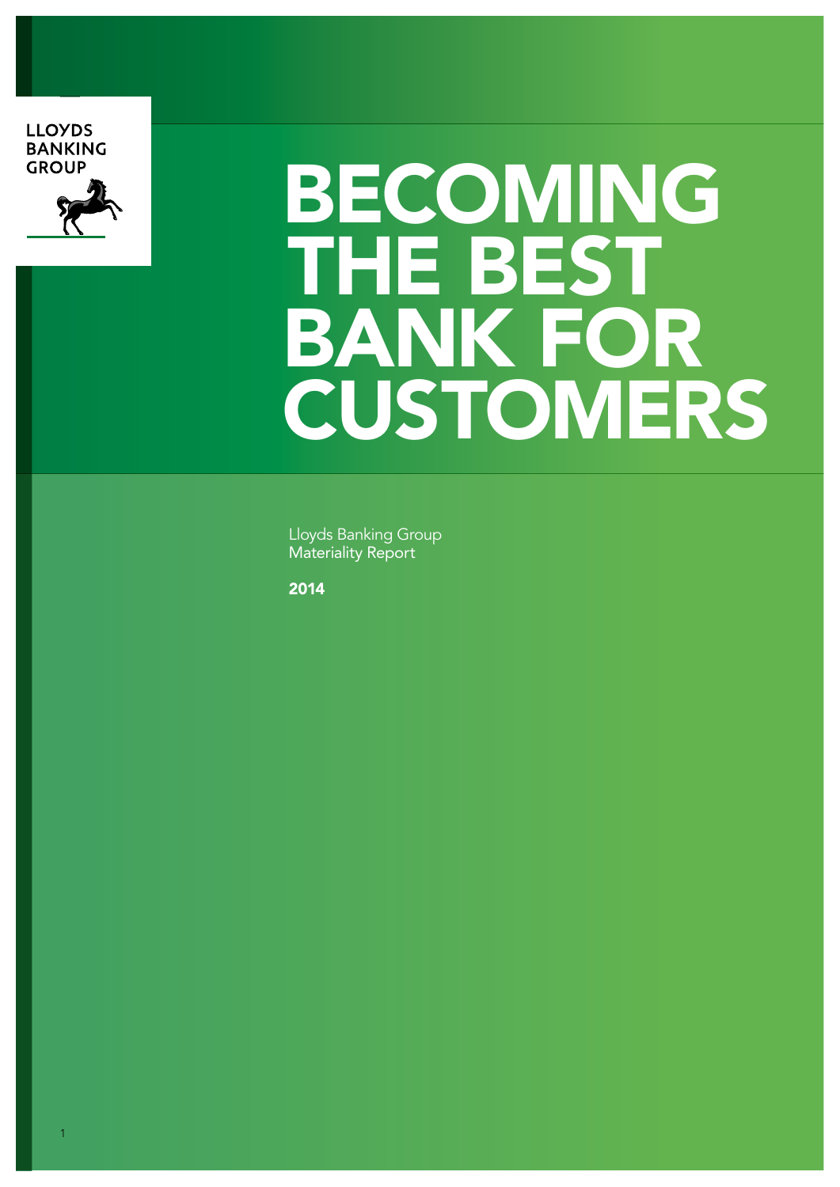LLOYDS BANKING GROUP

# BECOMING THE BEST BANK FOR CUSTOMERS

Lloyds Banking Group
Materiality Report

**2014**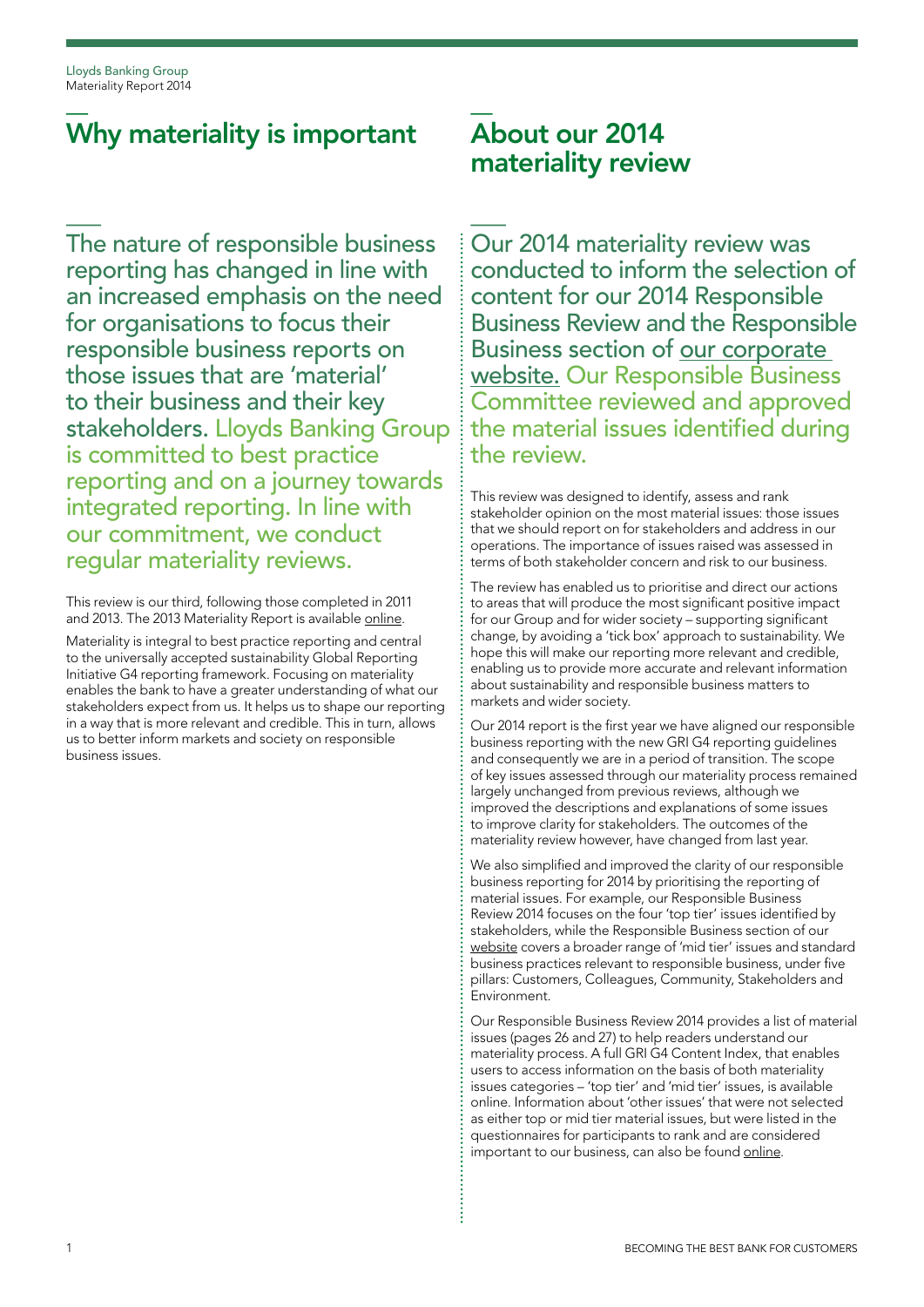## Why materiality is important

The nature of responsible business reporting has changed in line with an increased emphasis on the need for organisations to focus their responsible business reports on those issues that are 'material' to their business and their key stakeholders. Lloyds Banking Group is committed to best practice reporting and on a journey towards integrated reporting. In line with our commitment, we conduct regular materiality reviews.

This review is our third, following those completed in 2011 and 2013. The 2013 Materiality Report is available online.

Materiality is integral to best practice reporting and central to the universally accepted sustainability Global Reporting Initiative G4 reporting framework. Focusing on materiality enables the bank to have a greater understanding of what our stakeholders expect from us. It helps us to shape our reporting in a way that is more relevant and credible. This in turn, allows us to better inform markets and society on responsible business issues.

## About our 2014 materiality review

Our 2014 materiality review was conducted to inform the selection of content for our 2014 Responsible Business Review and the Responsible Business section of our corporate website. Our Responsible Business Committee reviewed and approved the material issues identified during the review.

This review was designed to identify, assess and rank stakeholder opinion on the most material issues: those issues that we should report on for stakeholders and address in our operations. The importance of issues raised was assessed in terms of both stakeholder concern and risk to our business.

The review has enabled us to prioritise and direct our actions to areas that will produce the most significant positive impact for our Group and for wider society – supporting significant change, by avoiding a 'tick box' approach to sustainability. We hope this will make our reporting more relevant and credible, enabling us to provide more accurate and relevant information about sustainability and responsible business matters to markets and wider society.

Our 2014 report is the first year we have aligned our responsible business reporting with the new GRI G4 reporting guidelines and consequently we are in a period of transition. The scope of key issues assessed through our materiality process remained largely unchanged from previous reviews, although we improved the descriptions and explanations of some issues to improve clarity for stakeholders. The outcomes of the materiality review however, have changed from last year.

We also simplified and improved the clarity of our responsible business reporting for 2014 by prioritising the reporting of material issues. For example, our Responsible Business Review 2014 focuses on the four 'top tier' issues identified by stakeholders, while the Responsible Business section of our website covers a broader range of 'mid tier' issues and standard business practices relevant to responsible business, under five pillars: Customers, Colleagues, Community, Stakeholders and Environment.

Our Responsible Business Review 2014 provides a list of material issues (pages 26 and 27) to help readers understand our materiality process. A full GRI G4 Content Index, that enables users to access information on the basis of both materiality issues categories – 'top tier' and 'mid tier' issues, is available online. Information about 'other issues' that were not selected as either top or mid tier material issues, but were listed in the questionnaires for participants to rank and are considered important to our business, can also be found online.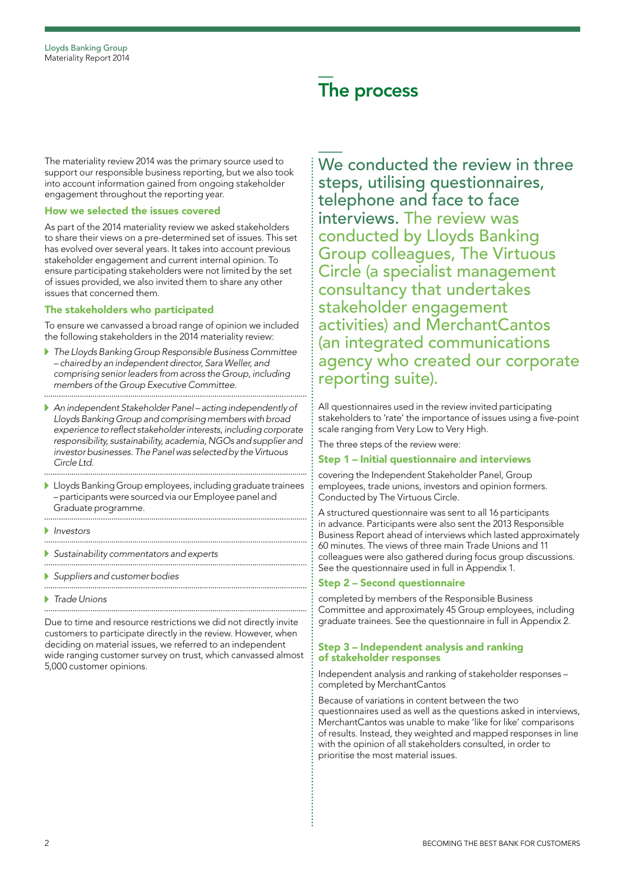# The process

The materiality review 2014 was the primary source used to support our responsible business reporting, but we also took into account information gained from ongoing stakeholder engagement throughout the reporting year.

### How we selected the issues covered

As part of the 2014 materiality review we asked stakeholders to share their views on a pre-determined set of issues. This set has evolved over several years. It takes into account previous stakeholder engagement and current internal opinion. To ensure participating stakeholders were not limited by the set of issues provided, we also invited them to share any other issues that concerned them.

### The stakeholders who participated

To ensure we canvassed a broad range of opinion we included the following stakeholders in the 2014 materiality review:

- *The Lloyds Banking Group Responsible Business Committee – chaired by an independent director, Sara Weller, and comprising senior leaders from across the Group, including members of the Group Executive Committee.*
- *An independent Stakeholder Panel – acting independently of Lloyds Banking Group and comprising members with broad experience to reflect stakeholder interests, including corporate responsibility, sustainability, academia, NGOs and supplier and investor businesses. The Panel was selected by the Virtuous Circle Ltd.*
- Lloyds Banking Group employees, including graduate trainees – participants were sourced via our Employee panel and Graduate programme.
- *Investors*
- *Sustainability commentators and experts*
- *Suppliers and customer bodies*
- *Trade Unions*

Due to time and resource restrictions we did not directly invite customers to participate directly in the review. However, when deciding on material issues, we referred to an independent wide ranging customer survey on trust, which canvassed almost 5,000 customer opinions.

**We conducted the review in three steps, utilising questionnaires, telephone and face to face interviews.** The review was conducted by Lloyds Banking Group colleagues, The Virtuous Circle (a specialist management consultancy that undertakes stakeholder engagement activities) and MerchantCantos (an integrated communications agency who created our corporate reporting suite).

All questionnaires used in the review invited participating stakeholders to 'rate' the importance of issues using a five-point scale ranging from Very Low to Very High.

The three steps of the review were:

### Step 1 – Initial questionnaire and interviews

covering the Independent Stakeholder Panel, Group employees, trade unions, investors and opinion formers. Conducted by The Virtuous Circle.

A structured questionnaire was sent to all 16 participants in advance. Participants were also sent the 2013 Responsible Business Report ahead of interviews which lasted approximately 60 minutes. The views of three main Trade Unions and 11 colleagues were also gathered during focus group discussions. See the questionnaire used in full in Appendix 1.

### Step 2 – Second questionnaire

completed by members of the Responsible Business Committee and approximately 45 Group employees, including graduate trainees. See the questionnaire in full in Appendix 2.

### Step 3 – Independent analysis and ranking of stakeholder responses

Independent analysis and ranking of stakeholder responses – completed by MerchantCantos

Because of variations in content between the two questionnaires used as well as the questions asked in interviews, MerchantCantos was unable to make 'like for like' comparisons of results. Instead, they weighted and mapped responses in line with the opinion of all stakeholders consulted, in order to prioritise the most material issues.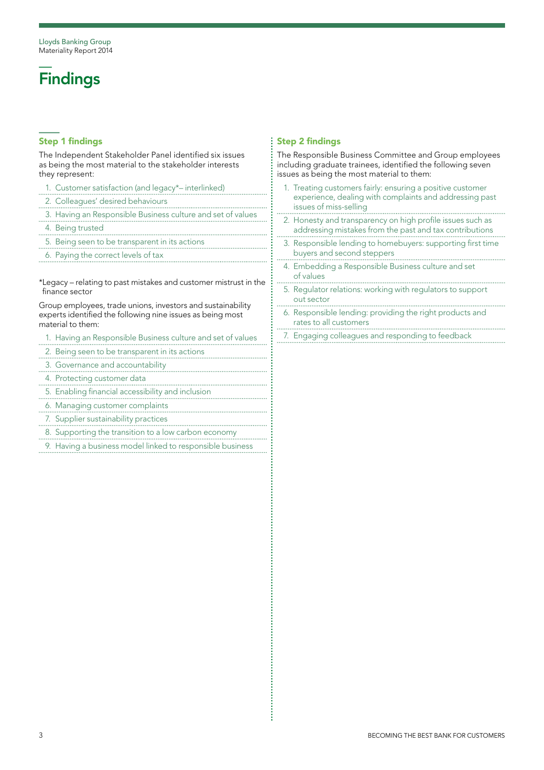# Findings

## Step 1 findings

The Independent Stakeholder Panel identified six issues as being the most material to the stakeholder interests they represent:

1. Customer satisfaction (and legacy*– interlinked)
2. Colleagues' desired behaviours
3. Having an Responsible Business culture and set of values
4. Being trusted
5. Being seen to be transparent in its actions
6. Paying the correct levels of tax

*Legacy – relating to past mistakes and customer mistrust in the finance sector

Group employees, trade unions, investors and sustainability experts identified the following nine issues as being most material to them:

1. Having an Responsible Business culture and set of values
2. Being seen to be transparent in its actions
3. Governance and accountability
4. Protecting customer data
5. Enabling financial accessibility and inclusion
6. Managing customer complaints
7. Supplier sustainability practices
8. Supporting the transition to a low carbon economy
9. Having a business model linked to responsible business

## Step 2 findings

The Responsible Business Committee and Group employees including graduate trainees, identified the following seven issues as being the most material to them:

1. Treating customers fairly: ensuring a positive customer experience, dealing with complaints and addressing past issues of miss-selling
2. Honesty and transparency on high profile issues such as addressing mistakes from the past and tax contributions
3. Responsible lending to homebuyers: supporting first time buyers and second steppers
4. Embedding a Responsible Business culture and set of values
5. Regulator relations: working with regulators to support out sector
6. Responsible lending: providing the right products and rates to all customers
7. Engaging colleagues and responding to feedback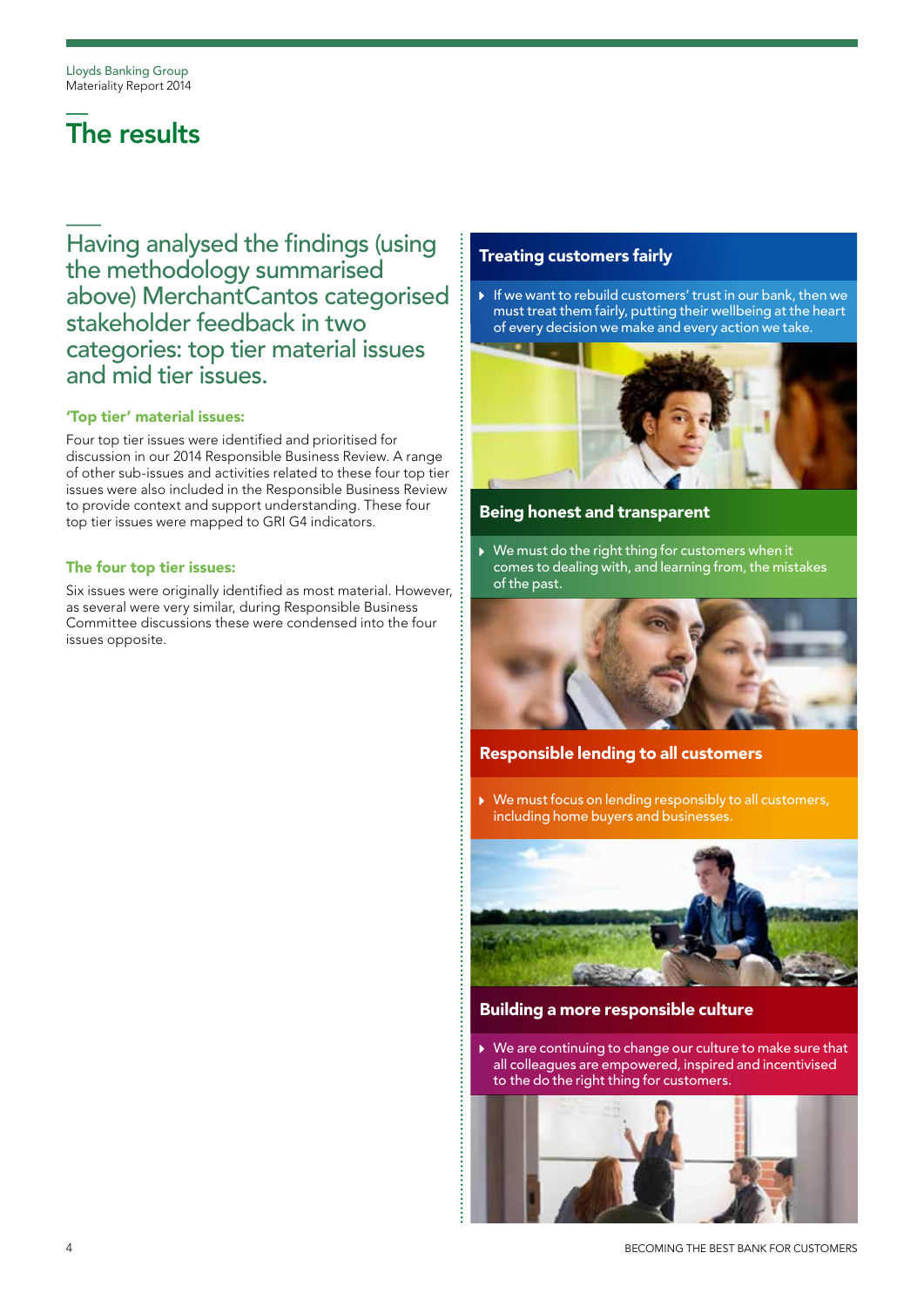# The results

Having analysed the findings (using the methodology summarised above) MerchantCantos categorised stakeholder feedback in two categories: top tier material issues and mid tier issues.

### 'Top tier' material issues:

Four top tier issues were identified and prioritised for discussion in our 2014 Responsible Business Review. A range of other sub-issues and activities related to these four top tier issues were also included in the Responsible Business Review to provide context and support understanding. These four top tier issues were mapped to GRI G4 indicators.

### The four top tier issues:

Six issues were originally identified as most material. However, as several were very similar, during Responsible Business Committee discussions these were condensed into the four issues opposite.

## Treating customers fairly

- If we want to rebuild customers' trust in our bank, then we must treat them fairly, putting their wellbeing at the heart of every decision we make and every action we take.

## Being honest and transparent

- We must do the right thing for customers when it comes to dealing with, and learning from, the mistakes of the past.

## Responsible lending to all customers

- We must focus on lending responsibly to all customers, including home buyers and businesses.

## Building a more responsible culture

- We are continuing to change our culture to make sure that all colleagues are empowered, inspired and incentivised to the do the right thing for customers.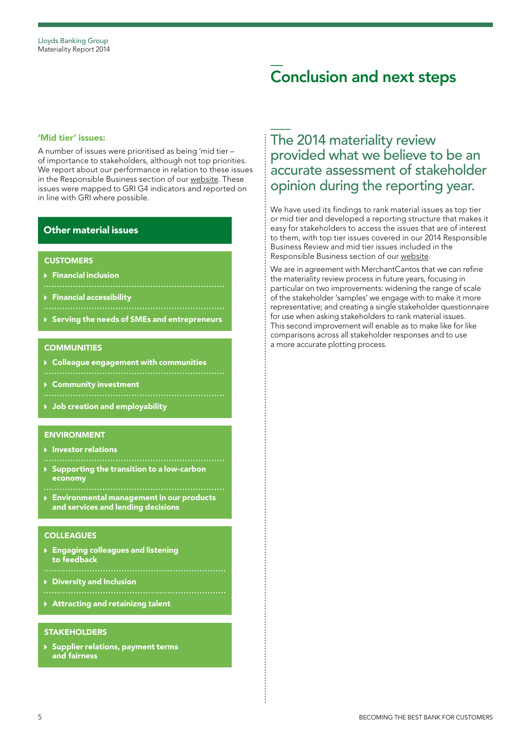# Conclusion and next steps

**'Mid tier' issues:**

A number of issues were prioritised as being 'mid tier – of importance to stakeholders, although not top priorities. We report about our performance in relation to these issues in the Responsible Business section of our website. These issues were mapped to GRI G4 indicators and reported on in line with GRI where possible.

## Other material issues

### CUSTOMERS

- **Financial inclusion**
- **Financial accessibility**
- **Serving the needs of SMEs and entrepreneurs**

### COMMUNITIES

- **Colleague engagement with communities**
- **Community investment**
- **Job creation and employability**

### ENVIRONMENT

- **Investor relations**
- **Supporting the transition to a low-carbon economy**
- **Environmental management in our products and services and lending decisions**

### COLLEAGUES

- **Engaging colleagues and listening to feedback**
- **Diversity and Inclusion**
- **Attracting and retainizng talent**

### STAKEHOLDERS

- **Supplier relations, payment terms and fairness**

## The 2014 materiality review provided what we believe to be an accurate assessment of stakeholder opinion during the reporting year.

We have used its findings to rank material issues as top tier or mid tier and developed a reporting structure that makes it easy for stakeholders to access the issues that are of interest to them, with top tier issues covered in our 2014 Responsible Business Review and mid tier issues included in the Responsible Business section of our website.

We are in agreement with MerchantCantos that we can refine the materiality review process in future years, focusing in particular on two improvements: widening the range of scale of the stakeholder 'samples' we engage with to make it more representative; and creating a single stakeholder questionnaire for use when asking stakeholders to rank material issues. This second improvement will enable as to make like for like comparisons across all stakeholder responses and to use a more accurate plotting process.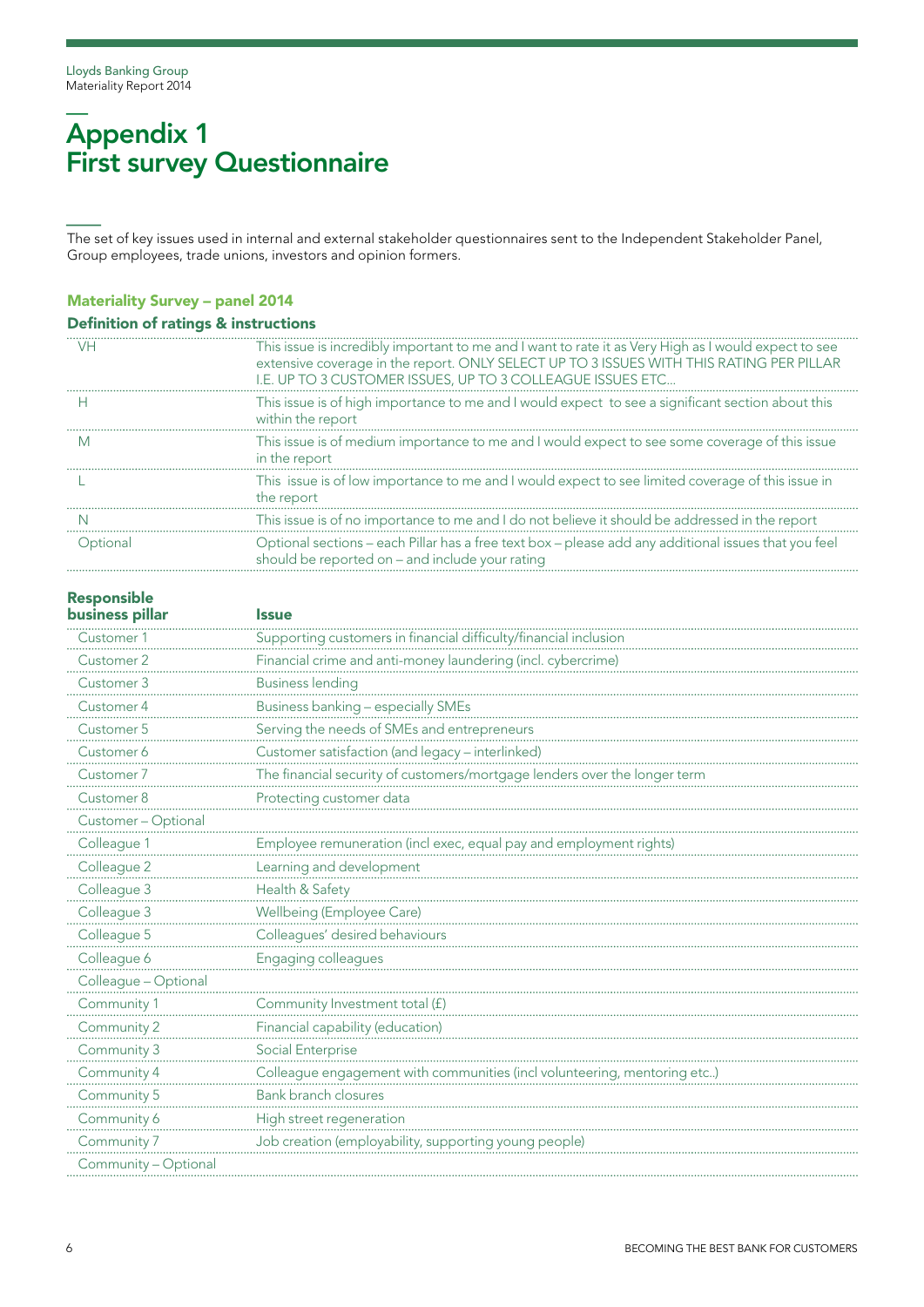# Appendix 1
# First survey Questionnaire

The set of key issues used in internal and external stakeholder questionnaires sent to the Independent Stakeholder Panel, Group employees, trade unions, investors and opinion formers.

### Materiality Survey – panel 2014

#### Definition of ratings & instructions

| | |
|---|---|
| VH | This issue is incredibly important to me and I want to rate it as Very High as I would expect to see extensive coverage in the report. ONLY SELECT UP TO 3 ISSUES WITH THIS RATING PER PILLAR I.E. UP TO 3 CUSTOMER ISSUES, UP TO 3 COLLEAGUE ISSUES ETC... |
| H | This issue is of high importance to me and I would expect to see a significant section about this within the report |
| M | This issue is of medium importance to me and I would expect to see some coverage of this issue in the report |
| L | This issue is of low importance to me and I would expect to see limited coverage of this issue in the report |
| N | This issue is of no importance to me and I do not believe it should be addressed in the report |
| Optional | Optional sections – each Pillar has a free text box – please add any additional issues that you feel should be reported on – and include your rating |

| Responsible business pillar | Issue |
|---|---|
| Customer 1 | Supporting customers in financial difficulty/financial inclusion |
| Customer 2 | Financial crime and anti-money laundering (incl. cybercrime) |
| Customer 3 | Business lending |
| Customer 4 | Business banking – especially SMEs |
| Customer 5 | Serving the needs of SMEs and entrepreneurs |
| Customer 6 | Customer satisfaction (and legacy – interlinked) |
| Customer 7 | The financial security of customers/mortgage lenders over the longer term |
| Customer 8 | Protecting customer data |
| Customer – Optional | |
| Colleague 1 | Employee remuneration (incl exec, equal pay and employment rights) |
| Colleague 2 | Learning and development |
| Colleague 3 | Health & Safety |
| Colleague 3 | Wellbeing (Employee Care) |
| Colleague 5 | Colleagues' desired behaviours |
| Colleague 6 | Engaging colleagues |
| Colleague – Optional | |
| Community 1 | Community Investment total (£) |
| Community 2 | Financial capability (education) |
| Community 3 | Social Enterprise |
| Community 4 | Colleague engagement with communities (incl volunteering, mentoring etc..) |
| Community 5 | Bank branch closures |
| Community 6 | High street regeneration |
| Community 7 | Job creation (employability, supporting young people) |
| Community – Optional | |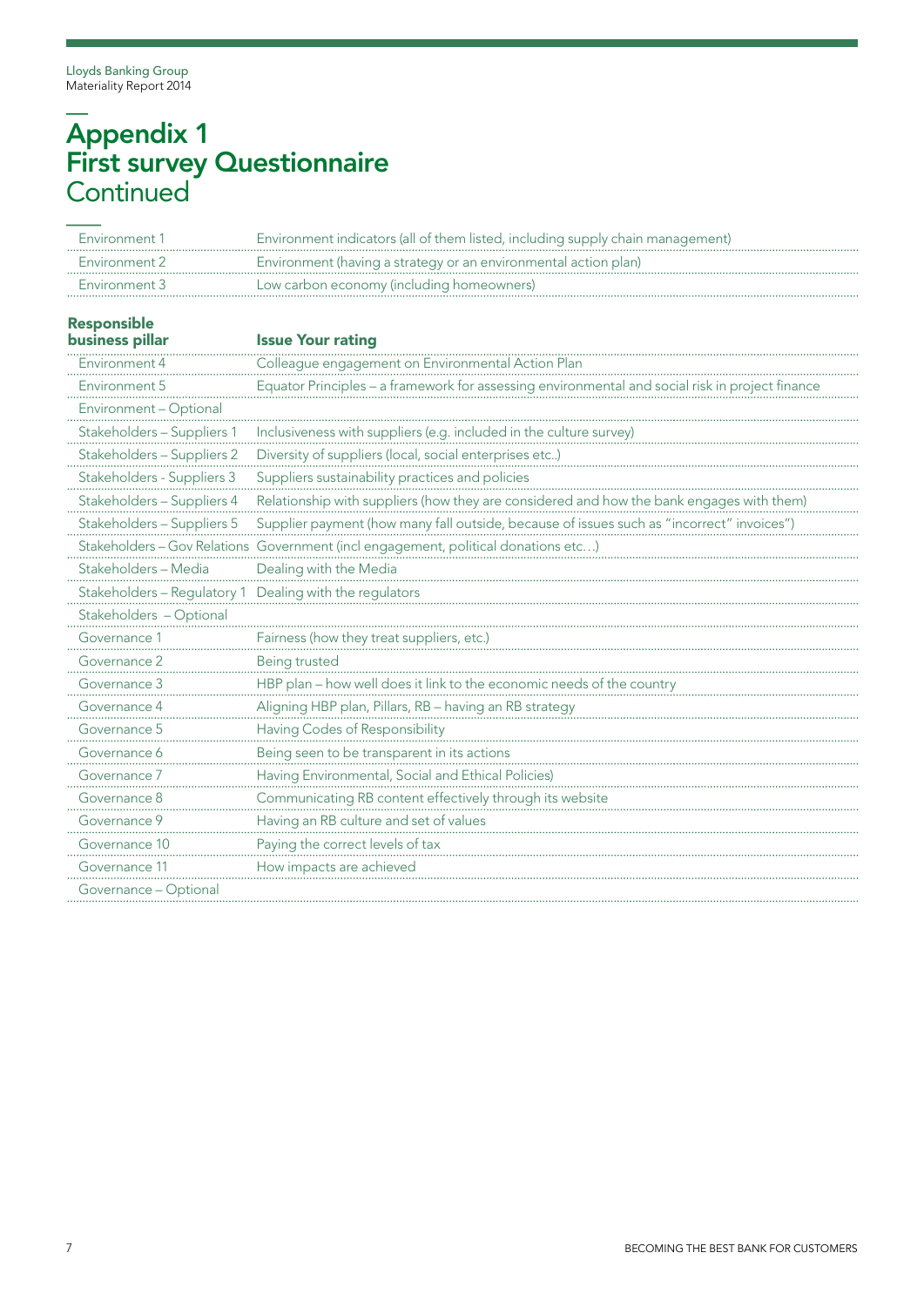# Appendix 1
## First survey Questionnaire
Continued

| | |
|---|---|
| Environment 1 | Environment indicators (all of them listed, including supply chain management) |
| Environment 2 | Environment (having a strategy or an environmental action plan) |
| Environment 3 | Low carbon economy (including homeowners) |

| Responsible business pillar | Issue Your rating |
|---|---|
| Environment 4 | Colleague engagement on Environmental Action Plan |
| Environment 5 | Equator Principles – a framework for assessing environmental and social risk in project finance |
| Environment – Optional | |
| Stakeholders – Suppliers 1 | Inclusiveness with suppliers (e.g. included in the culture survey) |
| Stakeholders – Suppliers 2 | Diversity of suppliers (local, social enterprises etc..) |
| Stakeholders - Suppliers 3 | Suppliers sustainability practices and policies |
| Stakeholders – Suppliers 4 | Relationship with suppliers (how they are considered and how the bank engages with them) |
| Stakeholders – Suppliers 5 | Supplier payment (how many fall outside, because of issues such as "incorrect" invoices") |
| Stakeholders – Gov Relations | Government (incl engagement, political donations etc…) |
| Stakeholders – Media | Dealing with the Media |
| Stakeholders – Regulatory 1 | Dealing with the regulators |
| Stakeholders – Optional | |
| Governance 1 | Fairness (how they treat suppliers, etc.) |
| Governance 2 | Being trusted |
| Governance 3 | HBP plan – how well does it link to the economic needs of the country |
| Governance 4 | Aligning HBP plan, Pillars, RB – having an RB strategy |
| Governance 5 | Having Codes of Responsibility |
| Governance 6 | Being seen to be transparent in its actions |
| Governance 7 | Having Environmental, Social and Ethical Policies) |
| Governance 8 | Communicating RB content effectively through its website |
| Governance 9 | Having an RB culture and set of values |
| Governance 10 | Paying the correct levels of tax |
| Governance 11 | How impacts are achieved |
| Governance – Optional | |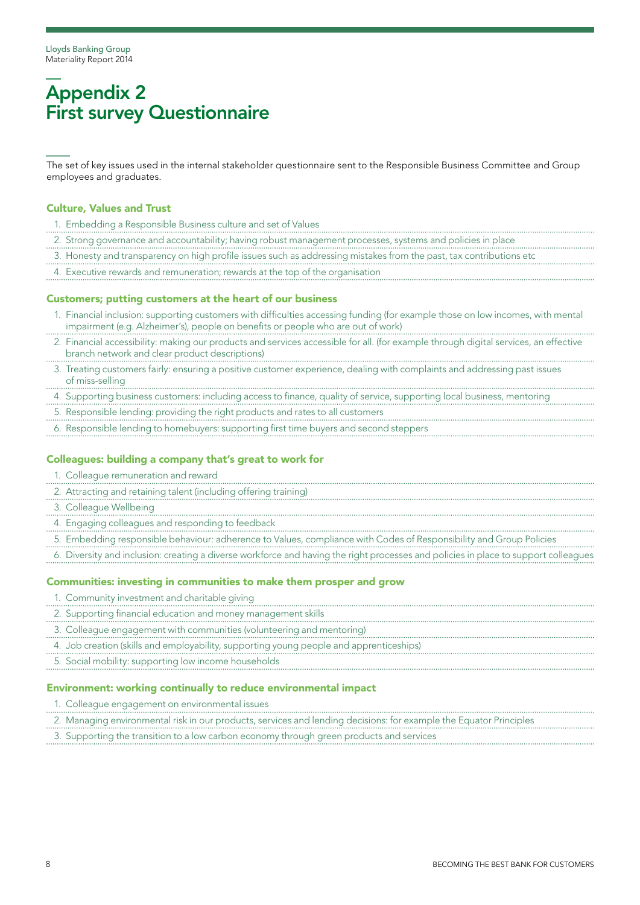# Appendix 2
# First survey Questionnaire

The set of key issues used in the internal stakeholder questionnaire sent to the Responsible Business Committee and Group employees and graduates.

### Culture, Values and Trust

1. Embedding a Responsible Business culture and set of Values
2. Strong governance and accountability; having robust management processes, systems and policies in place
3. Honesty and transparency on high profile issues such as addressing mistakes from the past, tax contributions etc
4. Executive rewards and remuneration; rewards at the top of the organisation

### Customers; putting customers at the heart of our business

1. Financial inclusion: supporting customers with difficulties accessing funding (for example those on low incomes, with mental impairment (e.g. Alzheimer's), people on benefits or people who are out of work)
2. Financial accessibility: making our products and services accessible for all. (for example through digital services, an effective branch network and clear product descriptions)
3. Treating customers fairly: ensuring a positive customer experience, dealing with complaints and addressing past issues of miss-selling
4. Supporting business customers: including access to finance, quality of service, supporting local business, mentoring
5. Responsible lending: providing the right products and rates to all customers
6. Responsible lending to homebuyers: supporting first time buyers and second steppers

### Colleagues: building a company that's great to work for

1. Colleague remuneration and reward
2. Attracting and retaining talent (including offering training)
3. Colleague Wellbeing
4. Engaging colleagues and responding to feedback
5. Embedding responsible behaviour: adherence to Values, compliance with Codes of Responsibility and Group Policies
6. Diversity and inclusion: creating a diverse workforce and having the right processes and policies in place to support colleagues

### Communities: investing in communities to make them prosper and grow

1. Community investment and charitable giving
2. Supporting financial education and money management skills
3. Colleague engagement with communities (volunteering and mentoring)
4. Job creation (skills and employability, supporting young people and apprenticeships)
5. Social mobility: supporting low income households

### Environment: working continually to reduce environmental impact

1. Colleague engagement on environmental issues
2. Managing environmental risk in our products, services and lending decisions: for example the Equator Principles
3. Supporting the transition to a low carbon economy through green products and services